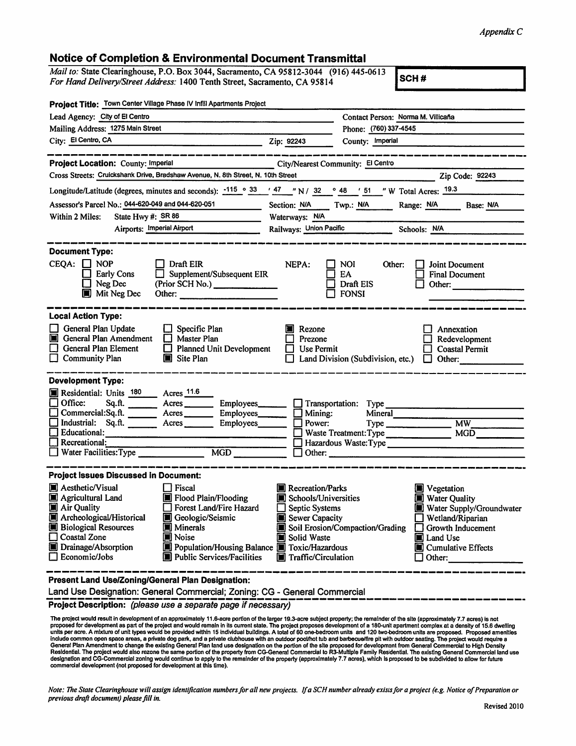*Appendix C*

## Notice of Completion & Environmental Document Transmittal

*Mail to:* State Clearinghouse, P.O. Box 3044, Sacramento, CA 95812-3044 (916) 445-0613
*For Hand Delivery/Street Address:* 1400 Tenth Street, Sacramento, CA 95814

**SCH #**

**Project Title:** Town Center Village Phase IV Infill Apartments Project

Lead Agency: City of El Centro — Contact Person: Norma M. Villicaña
Mailing Address: 1275 Main Street — Phone: (760) 337-4545
City: El Centro, CA — Zip: 92243 — County: Imperial

---

**Project Location:** County: Imperial — City/Nearest Community: El Centro
Cross Streets: Cruickshank Drive, Bradshaw Avenue, N. 8th Street, N. 10th Street — Zip Code: 92243
Longitude/Latitude (degrees, minutes and seconds): -115 ° 33 ' 47 " N / 32 ° 48 ' 51 " W Total Acres: 19.3
Assessor's Parcel No.: 044-620-049 and 044-620-051 — Section: N/A — Twp.: N/A — Range: N/A — Base: N/A
Within 2 Miles: State Hwy #: SR 86 — Waterways: N/A
Airports: Imperial Airport — Railways: Union Pacific — Schools: N/A

---

**Document Type:**

CEQA:
- ☐ NOP
- ☐ Early Cons
- ☐ Neg Dec
- ☒ Mit Neg Dec
- ☐ Draft EIR
- ☐ Supplement/Subsequent EIR (Prior SCH No.) ________
- Other: ________

NEPA:
- ☐ NOI
- ☐ EA
- ☐ Draft EIS
- ☐ FONSI

Other:
- ☐ Joint Document
- ☐ Final Document
- ☐ Other: ________

---

**Local Action Type:**

- ☐ General Plan Update
- ☒ General Plan Amendment
- ☐ General Plan Element
- ☐ Community Plan
- ☐ Specific Plan
- ☐ Master Plan
- ☐ Planned Unit Development
- ☒ Site Plan
- ☒ Rezone
- ☐ Prezone
- ☐ Use Permit
- ☐ Land Division (Subdivision, etc.)
- ☐ Annexation
- ☐ Redevelopment
- ☐ Coastal Permit
- ☐ Other: ________

---

**Development Type:**

- ☒ Residential: Units 180 Acres 11.6
- ☐ Office: Sq.ft. ____ Acres ____ Employees ____
- ☐ Commercial: Sq.ft. ____ Acres ____ Employees ____
- ☐ Industrial: Sq.ft. ____ Acres ____ Employees ____
- ☐ Educational: ________
- ☐ Recreational: ________
- ☐ Water Facilities: Type ____ MGD ____
- ☐ Transportation: Type ________
- ☐ Mining: Mineral ________
- ☐ Power: Type ____ MW ____
- ☐ Waste Treatment: Type ____ MGD ____
- ☐ Hazardous Waste: Type ________
- ☐ Other: ________

---

**Project Issues Discussed in Document:**

- ☒ Aesthetic/Visual
- ☒ Agricultural Land
- ☒ Air Quality
- ☒ Archeological/Historical
- ☒ Biological Resources
- ☐ Coastal Zone
- ☒ Drainage/Absorption
- ☐ Economic/Jobs
- ☐ Fiscal
- ☒ Flood Plain/Flooding
- ☐ Forest Land/Fire Hazard
- ☒ Geologic/Seismic
- ☒ Minerals
- ☒ Noise
- ☒ Population/Housing Balance
- ☒ Public Services/Facilities
- ☒ Recreation/Parks
- ☒ Schools/Universities
- ☐ Septic Systems
- ☒ Sewer Capacity
- ☒ Soil Erosion/Compaction/Grading
- ☒ Solid Waste
- ☒ Toxic/Hazardous
- ☒ Traffic/Circulation
- ☒ Vegetation
- ☒ Water Quality
- ☒ Water Supply/Groundwater
- ☐ Wetland/Riparian
- ☐ Growth Inducement
- ☒ Land Use
- ☒ Cumulative Effects
- ☐ Other: ________

---

**Present Land Use/Zoning/General Plan Designation:**

Land Use Designation: General Commercial; Zoning: CG - General Commercial

**Project Description:** *(please use a separate page if necessary)*

The project would result in development of an approximately 11.6-acre portion of the larger 19.3-acre subject property; the remainder of the site (approximately 7.7 acres) is not proposed for development as part of the project and would remain in its current state. The project proposes development of a 180-unit apartment complex at a density of 15.6 dwelling units per acre. A mixture of unit types would be provided within 15 individual buildings. A total of 60 one-bedroom units and 120 two-bedroom units are proposed. Proposed amenities include common open space areas, a private dog park, and a private clubhouse with an outdoor pool/hot tub and barbecue/fire pit with outdoor seating. The project would require a General Plan Amendment to change the existing General Plan land use designation on the portion of the site proposed for development from General Commercial to High Density Residential. The project would also rezone the same portion of the property from CG-General Commercial to R3-Multiple Family Residential. The existing General Commercial land use designation and CG-Commercial zoning would continue to apply to the remainder of the property (approximately 7.7 acres), which is proposed to be subdivided to allow for future commercial development (not proposed for development at this time).

*Note: The State Clearinghouse will assign identification numbers for all new projects. If a SCH number already exists for a project (e.g. Notice of Preparation or previous draft document) please fill in.*

Revised 2010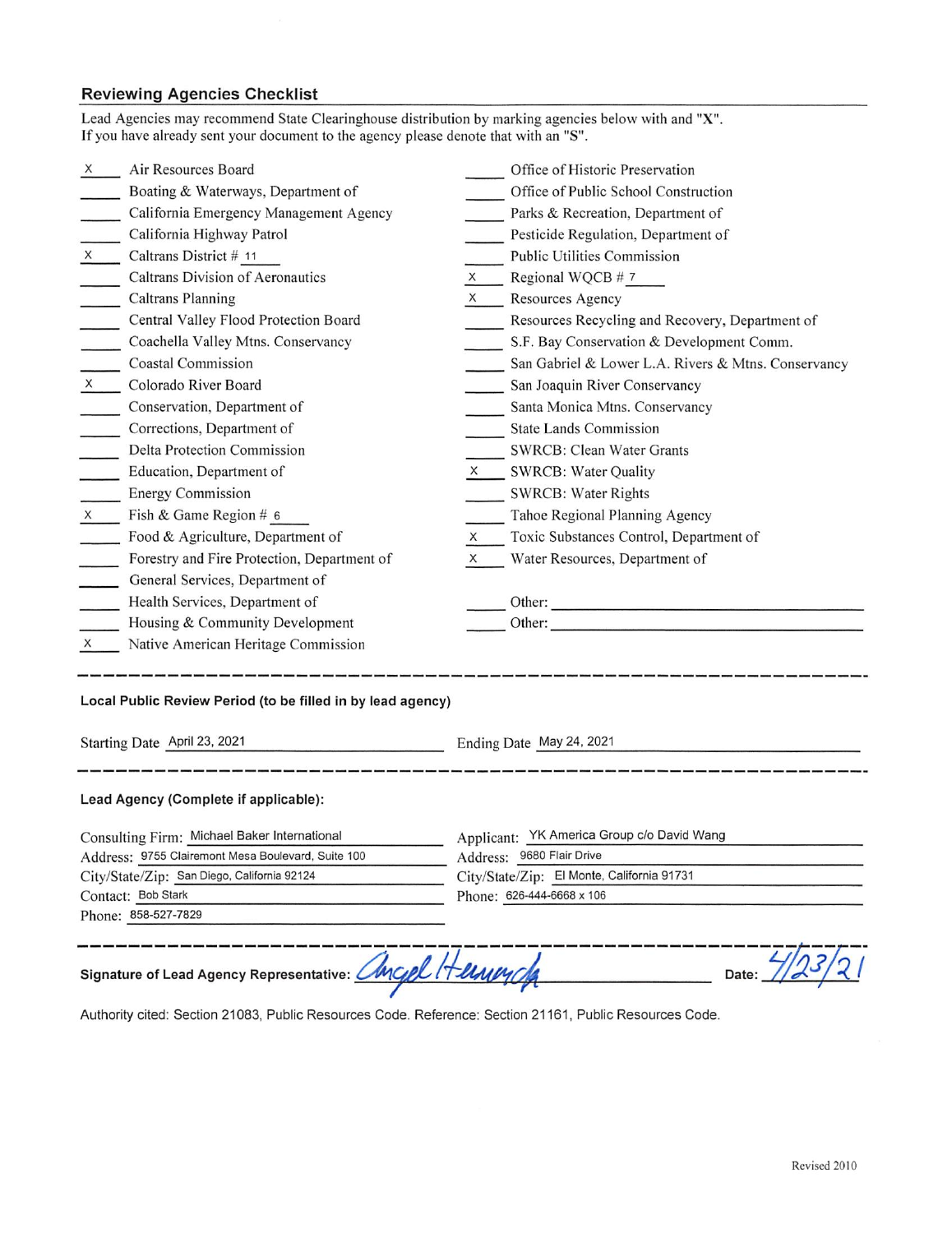## Reviewing Agencies Checklist

Lead Agencies may recommend State Clearinghouse distribution by marking agencies below with and "X".
If you have already sent your document to the agency please denote that with an "S".

- X Air Resources Board
- ___ Boating & Waterways, Department of
- ___ California Emergency Management Agency
- ___ California Highway Patrol
- X Caltrans District # 11
- ___ Caltrans Division of Aeronautics
- ___ Caltrans Planning
- ___ Central Valley Flood Protection Board
- ___ Coachella Valley Mtns. Conservancy
- ___ Coastal Commission
- X Colorado River Board
- ___ Conservation, Department of
- ___ Corrections, Department of
- ___ Delta Protection Commission
- ___ Education, Department of
- ___ Energy Commission
- X Fish & Game Region # 6
- ___ Food & Agriculture, Department of
- ___ Forestry and Fire Protection, Department of
- ___ General Services, Department of
- ___ Health Services, Department of
- ___ Housing & Community Development
- X Native American Heritage Commission
- ___ Office of Historic Preservation
- ___ Office of Public School Construction
- ___ Parks & Recreation, Department of
- ___ Pesticide Regulation, Department of
- ___ Public Utilities Commission
- X Regional WQCB # 7
- X Resources Agency
- ___ Resources Recycling and Recovery, Department of
- ___ S.F. Bay Conservation & Development Comm.
- ___ San Gabriel & Lower L.A. Rivers & Mtns. Conservancy
- ___ San Joaquin River Conservancy
- ___ Santa Monica Mtns. Conservancy
- ___ State Lands Commission
- ___ SWRCB: Clean Water Grants
- X SWRCB: Water Quality
- ___ SWRCB: Water Rights
- ___ Tahoe Regional Planning Agency
- X Toxic Substances Control, Department of
- X Water Resources, Department of
- ___ Other: ___
- ___ Other: ___

---

**Local Public Review Period (to be filled in by lead agency)**

Starting Date April 23, 2021

Ending Date May 24, 2021

---

**Lead Agency (Complete if applicable):**

Consulting Firm: Michael Baker International
Address: 9755 Clairemont Mesa Boulevard, Suite 100
City/State/Zip: San Diego, California 92124
Contact: Bob Stark
Phone: 858-527-7829

Applicant: YK America Group c/o David Wang
Address: 9680 Flair Drive
City/State/Zip: El Monte, California 91731
Phone: 626-444-6668 x 106

---

**Signature of Lead Agency Representative:** Angel Hernandez **Date:** 4/23/21

Authority cited: Section 21083, Public Resources Code. Reference: Section 21161, Public Resources Code.

Revised 2010